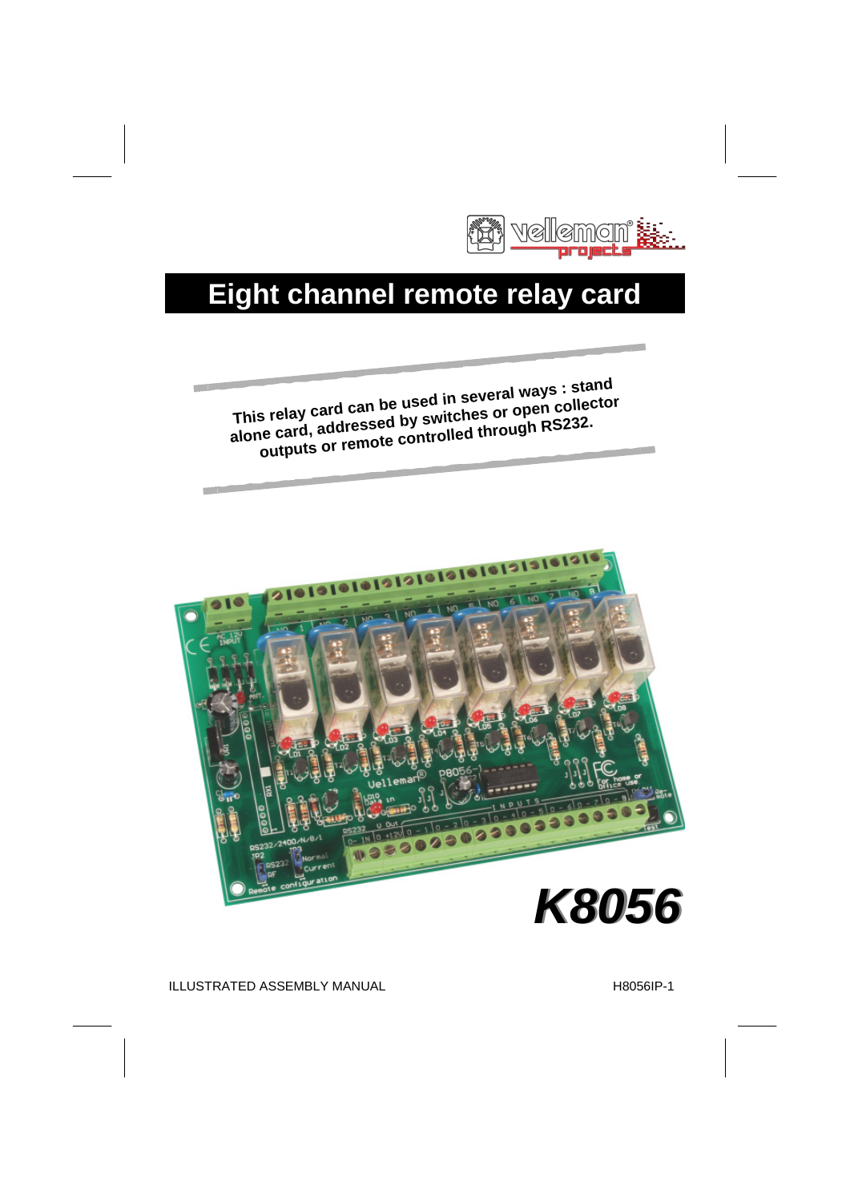# Eight channel remote relay card

**This relay card can be used in several ways : stand alone card, addressed by switches or open collector outputs or remote controlled through RS232.**

# *K8056*

ILLUSTRATED ASSEMBLY MANUAL

H8056IP-1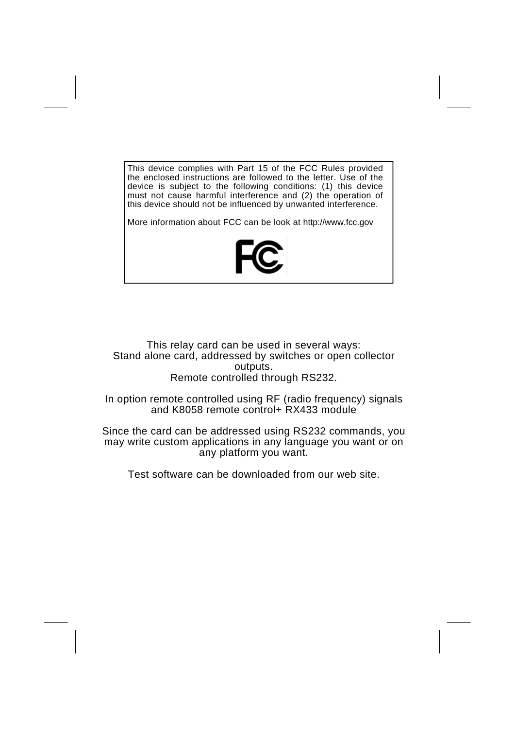This device complies with Part 15 of the FCC Rules provided the enclosed instructions are followed to the letter. Use of the device is subject to the following conditions: (1) this device must not cause harmful interference and (2) the operation of this device should not be influenced by unwanted interference.

More information about FCC can be look at http://www.fcc.gov

This relay card can be used in several ways:
Stand alone card, addressed by switches or open collector outputs.
Remote controlled through RS232.

In option remote controlled using RF (radio frequency) signals and K8058 remote control+ RX433 module

Since the card can be addressed using RS232 commands, you may write custom applications in any language you want or on any platform you want.

Test software can be downloaded from our web site.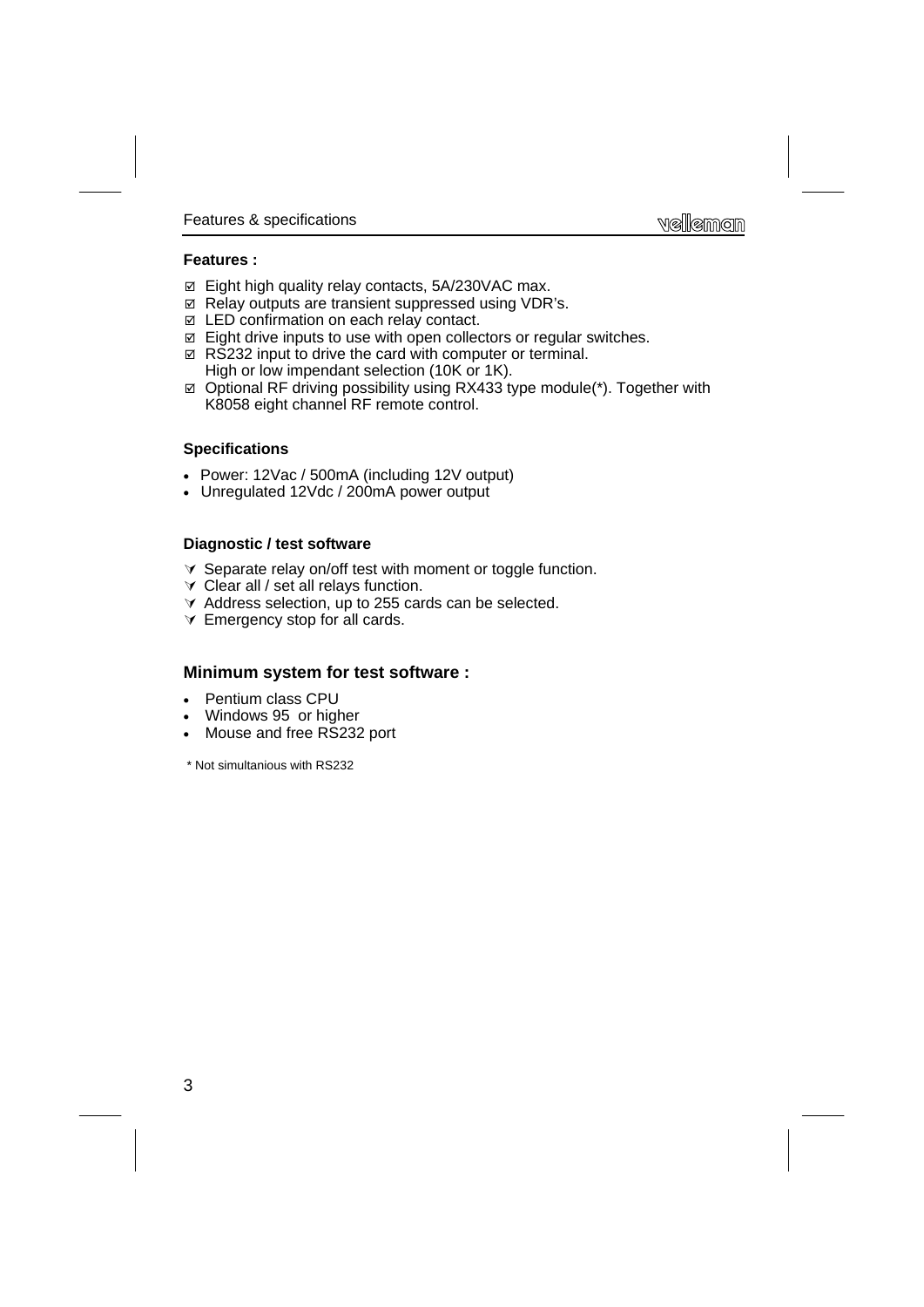Features & specifications

**Features :**

- ☑ Eight high quality relay contacts, 5A/230VAC max.
- ☑ Relay outputs are transient suppressed using VDR's.
- ☑ LED confirmation on each relay contact.
- ☑ Eight drive inputs to use with open collectors or regular switches.
- ☑ RS232 input to drive the card with computer or terminal. High or low impendant selection (10K or 1K).
- ☑ Optional RF driving possibility using RX433 type module(*). Together with K8058 eight channel RF remote control.

**Specifications**

- Power: 12Vac / 500mA (including 12V output)
- Unregulated 12Vdc / 200mA power output

**Diagnostic / test software**

- Separate relay on/off test with moment or toggle function.
- Clear all / set all relays function.
- Address selection, up to 255 cards can be selected.
- Emergency stop for all cards.

**Minimum system for test software :**

- Pentium class CPU
- Windows 95 or higher
- Mouse and free RS232 port

\* Not simultanious with RS232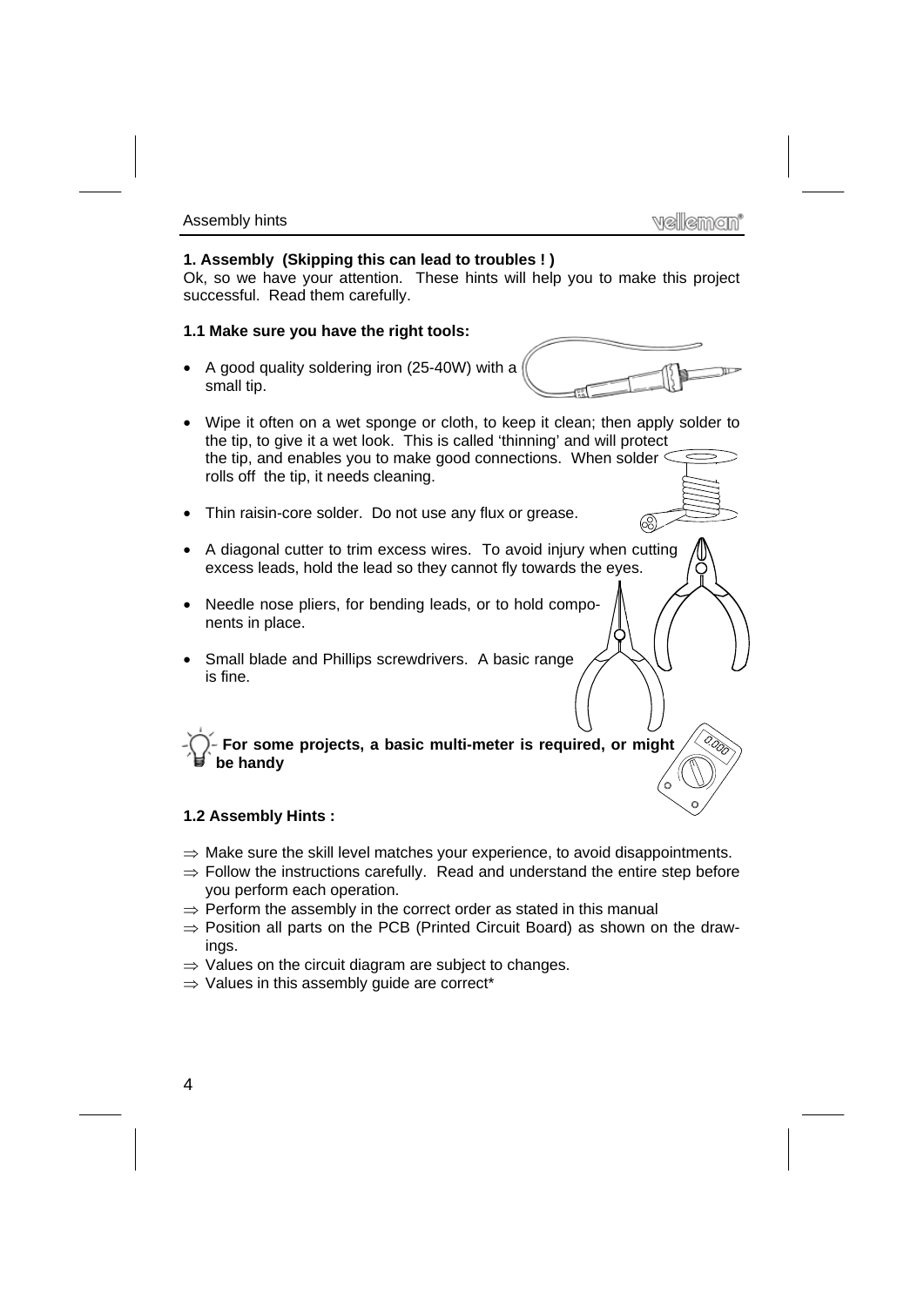## 1. Assembly (Skipping this can lead to troubles ! )

Ok, so we have your attention. These hints will help you to make this project successful. Read them carefully.

### 1.1 Make sure you have the right tools:

- A good quality soldering iron (25-40W) with a small tip.
- Wipe it often on a wet sponge or cloth, to keep it clean; then apply solder to the tip, to give it a wet look. This is called 'thinning' and will protect the tip, and enables you to make good connections. When solder rolls off the tip, it needs cleaning.
- Thin raisin-core solder. Do not use any flux or grease.
- A diagonal cutter to trim excess wires. To avoid injury when cutting excess leads, hold the lead so they cannot fly towards the eyes.
- Needle nose pliers, for bending leads, or to hold components in place.
- Small blade and Phillips screwdrivers. A basic range is fine.

**For some projects, a basic multi-meter is required, or might be handy**

### 1.2 Assembly Hints :

⇒ Make sure the skill level matches your experience, to avoid disappointments.
⇒ Follow the instructions carefully. Read and understand the entire step before you perform each operation.
⇒ Perform the assembly in the correct order as stated in this manual
⇒ Position all parts on the PCB (Printed Circuit Board) as shown on the drawings.
⇒ Values on the circuit diagram are subject to changes.
⇒ Values in this assembly guide are correct*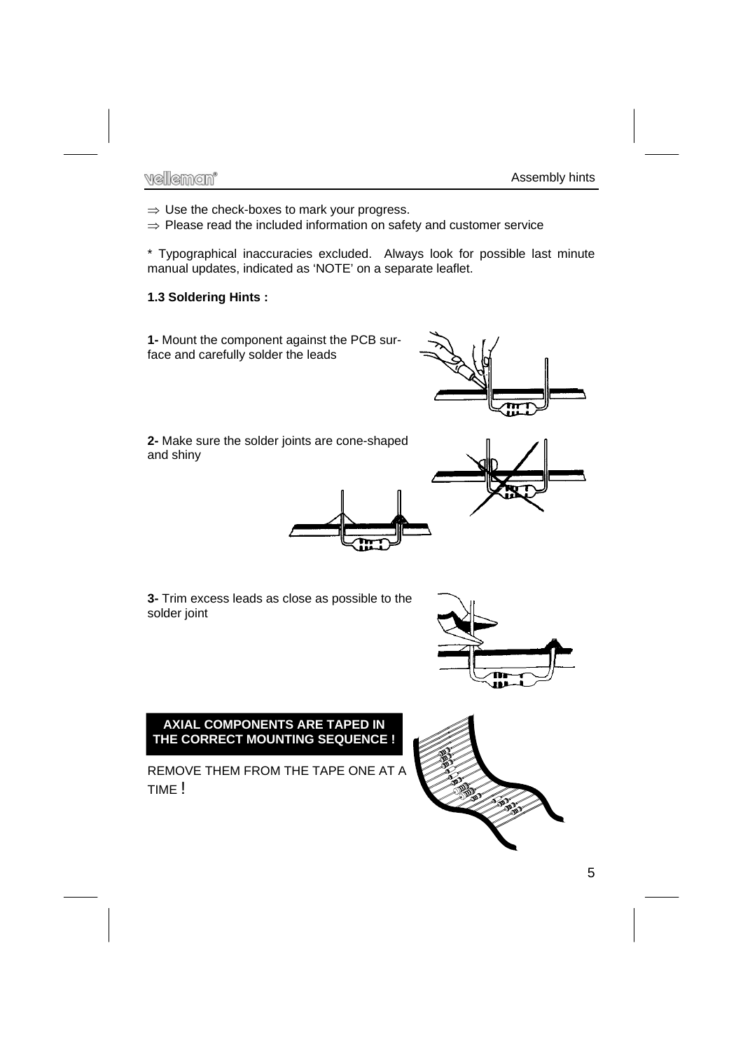⇒ Use the check-boxes to mark your progress.
⇒ Please read the included information on safety and customer service

* Typographical inaccuracies excluded. Always look for possible last minute manual updates, indicated as 'NOTE' on a separate leaflet.

### 1.3 Soldering Hints :

**1-** Mount the component against the PCB surface and carefully solder the leads

**2-** Make sure the solder joints are cone-shaped and shiny

**3-** Trim excess leads as close as possible to the solder joint

**AXIAL COMPONENTS ARE TAPED IN THE CORRECT MOUNTING SEQUENCE !**

REMOVE THEM FROM THE TAPE ONE AT A TIME !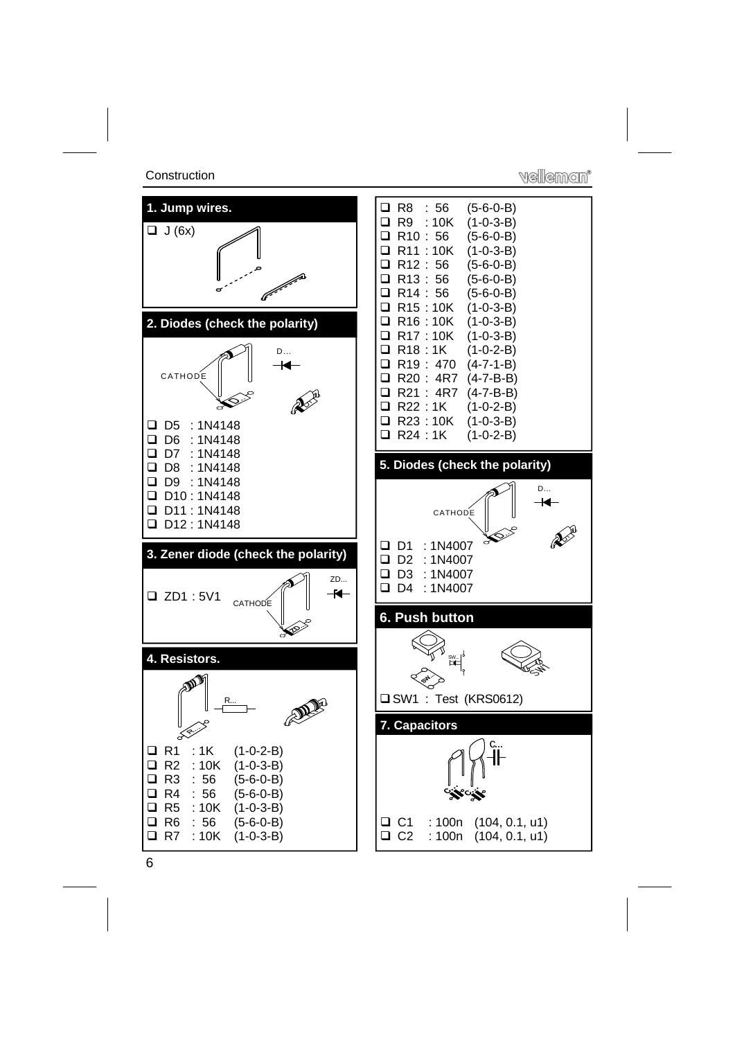## 1. Jump wires.

- ❑ J (6x)

## 2. Diodes (check the polarity)

CATHODE

D...

- ❑ D5 : 1N4148
- ❑ D6 : 1N4148
- ❑ D7 : 1N4148
- ❑ D8 : 1N4148
- ❑ D9 : 1N4148
- ❑ D10 : 1N4148
- ❑ D11 : 1N4148
- ❑ D12 : 1N4148

## 3. Zener diode (check the polarity)

- ❑ ZD1 : 5V1

CATHODE

ZD...

## 4. Resistors.

R...

- ❑ R1 : 1K (1-0-2-B)
- ❑ R2 : 10K (1-0-3-B)
- ❑ R3 : 56 (5-6-0-B)
- ❑ R4 : 56 (5-6-0-B)
- ❑ R5 : 10K (1-0-3-B)
- ❑ R6 : 56 (5-6-0-B)
- ❑ R7 : 10K (1-0-3-B)
- ❑ R8 : 56 (5-6-0-B)
- ❑ R9 : 10K (1-0-3-B)
- ❑ R10 : 56 (5-6-0-B)
- ❑ R11 : 10K (1-0-3-B)
- ❑ R12 : 56 (5-6-0-B)
- ❑ R13 : 56 (5-6-0-B)
- ❑ R14 : 56 (5-6-0-B)
- ❑ R15 : 10K (1-0-3-B)
- ❑ R16 : 10K (1-0-3-B)
- ❑ R17 : 10K (1-0-3-B)
- ❑ R18 : 1K (1-0-2-B)
- ❑ R19 : 470 (4-7-1-B)
- ❑ R20 : 4R7 (4-7-B-B)
- ❑ R21 : 4R7 (4-7-B-B)
- ❑ R22 : 1K (1-0-2-B)
- ❑ R23 : 10K (1-0-3-B)
- ❑ R24 : 1K (1-0-2-B)

## 5. Diodes (check the polarity)

CATHODE

D...

- ❑ D1 : 1N4007
- ❑ D2 : 1N4007
- ❑ D3 : 1N4007
- ❑ D4 : 1N4007

## 6. Push button

SW...

- ❑ SW1 : Test (KRS0612)

## 7. Capacitors

C...

- ❑ C1 : 100n (104, 0.1, u1)
- ❑ C2 : 100n (104, 0.1, u1)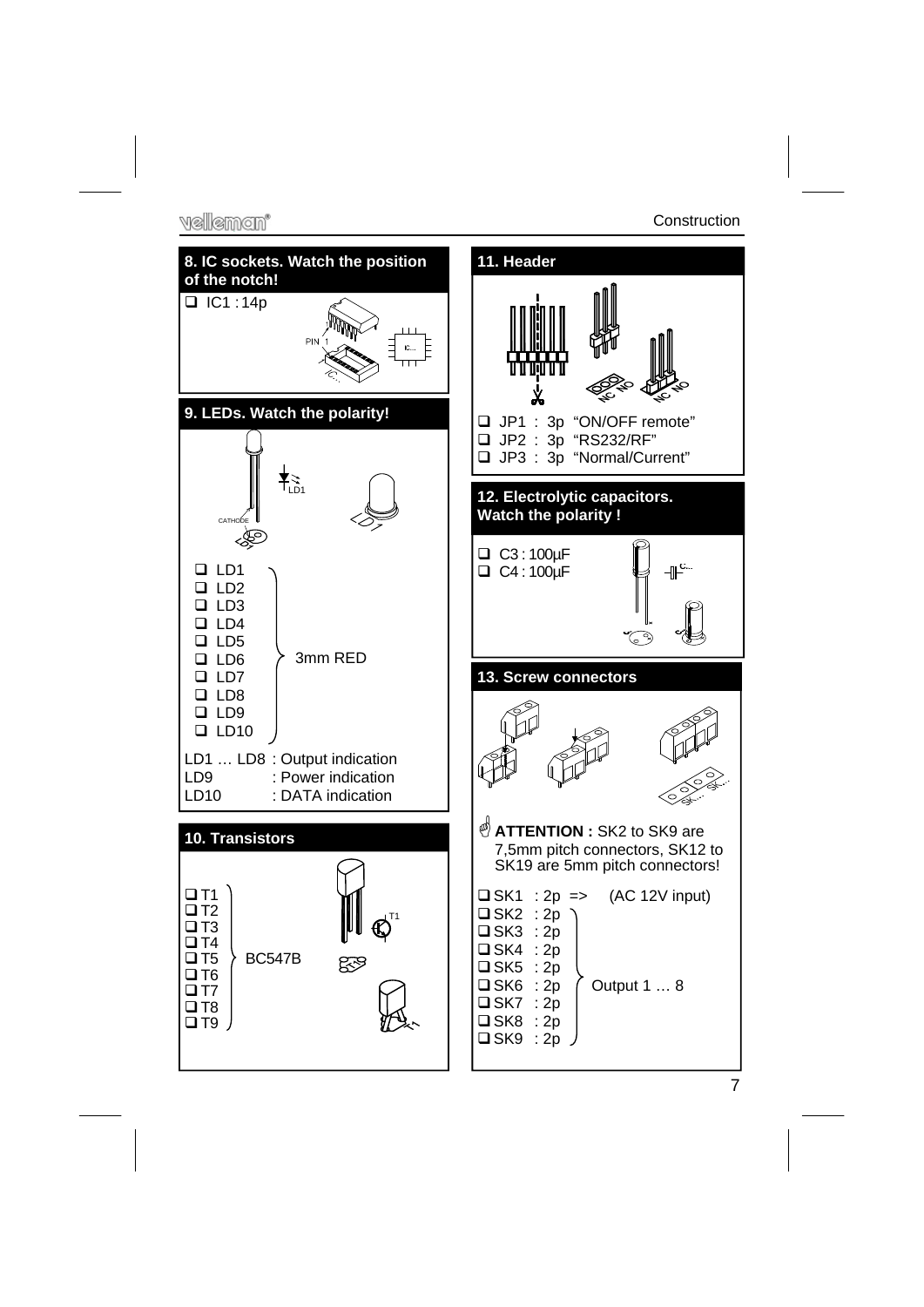## 8. IC sockets. Watch the position of the notch!

- ❑ IC1 : 14p

## 9. LEDs. Watch the polarity!

- ❑ LD1
- ❑ LD2
- ❑ LD3
- ❑ LD4
- ❑ LD5
- ❑ LD6
- ❑ LD7
- ❑ LD8
- ❑ LD9
- ❑ LD10

} 3mm RED

LD1 … LD8 : Output indication
LD9 : Power indication
LD10 : DATA indication

## 10. Transistors

- ❑ T1
- ❑ T2
- ❑ T3
- ❑ T4
- ❑ T5
- ❑ T6
- ❑ T7
- ❑ T8
- ❑ T9

} BC547B

## 11. Header

- ❑ JP1 : 3p "ON/OFF remote"
- ❑ JP2 : 3p "RS232/RF"
- ❑ JP3 : 3p "Normal/Current"

## 12. Electrolytic capacitors. Watch the polarity !

- ❑ C3 : 100µF
- ❑ C4 : 100µF

## 13. Screw connectors

☝ **ATTENTION :** SK2 to SK9 are 7,5mm pitch connectors, SK12 to SK19 are 5mm pitch connectors!

- ❑ SK1 : 2p => (AC 12V input)
- ❑ SK2 : 2p
- ❑ SK3 : 2p
- ❑ SK4 : 2p
- ❑ SK5 : 2p
- ❑ SK6 : 2p
- ❑ SK7 : 2p
- ❑ SK8 : 2p
- ❑ SK9 : 2p

} Output 1 … 8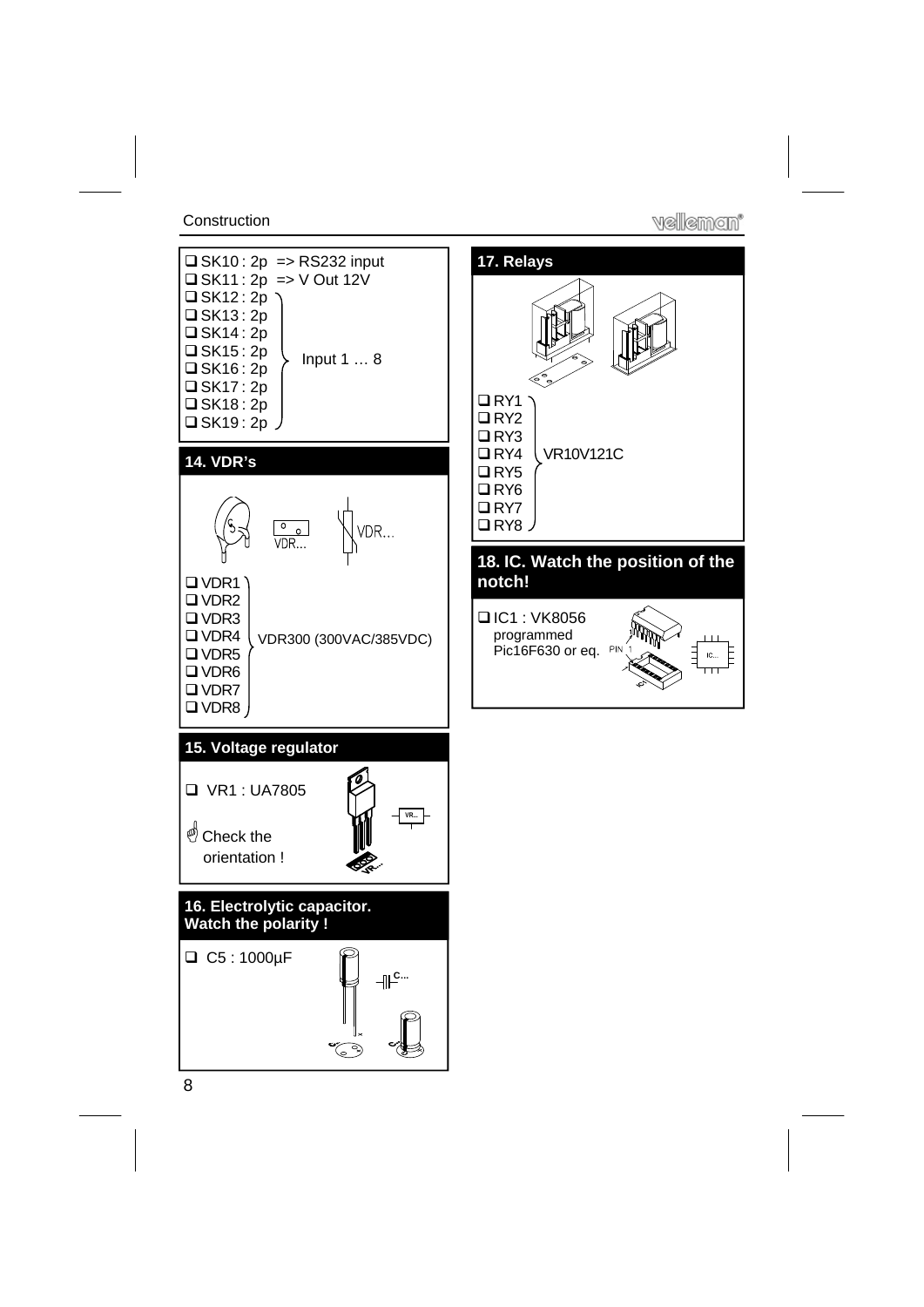- ☐ SK10 : 2p => RS232 input
- ☐ SK11 : 2p => V Out 12V
- ☐ SK12 : 2p
- ☐ SK13 : 2p
- ☐ SK14 : 2p
- ☐ SK15 : 2p
- ☐ SK16 : 2p
- ☐ SK17 : 2p
- ☐ SK18 : 2p
- ☐ SK19 : 2p

SK12 … SK19: Input 1 … 8

## 14. VDR's

VDR...

VDR...

- ☐ VDR1
- ☐ VDR2
- ☐ VDR3
- ☐ VDR4
- ☐ VDR5
- ☐ VDR6
- ☐ VDR7
- ☐ VDR8

VDR1 … VDR8: VDR300 (300VAC/385VDC)

## 15. Voltage regulator

- ☐ VR1 : UA7805

Check the orientation !

VR...

VR...

## 16. Electrolytic capacitor. Watch the polarity !

- ☐ C5 : 1000µF

C...

## 17. Relays

- ☐ RY1
- ☐ RY2
- ☐ RY3
- ☐ RY4
- ☐ RY5
- ☐ RY6
- ☐ RY7
- ☐ RY8

RY1 … RY8: VR10V121C

## 18. IC. Watch the position of the notch!

- ☐ IC1 : VK8056 programmed Pic16F630 or eq.

PIN 1

IC...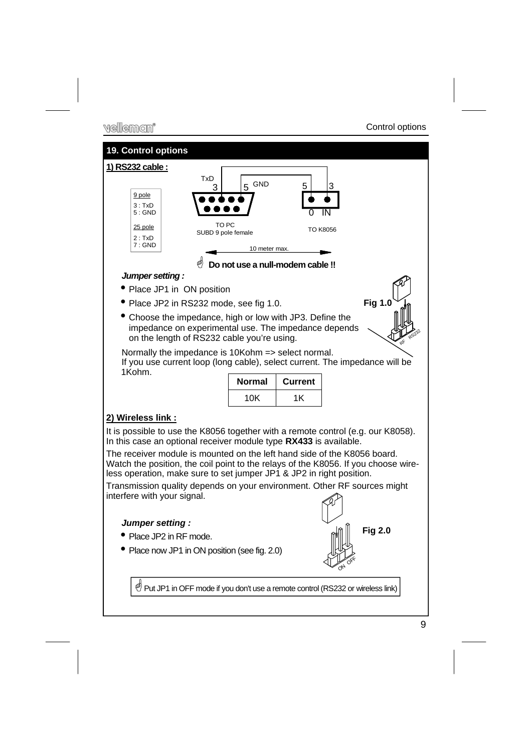## 19. Control options

### 1) RS232 cable :

9 pole
3 : TxD
5 : GND

25 pole
2 : TxD
7 : GND

TxD
3
5 GND
5
3
0 IN

TO PC
SUBD 9 pole female

TO K8056

10 meter max.

**Do not use a null-modem cable !!**

***Jumper setting :***

- Place JP1 in ON position
- Place JP2 in RS232 mode, see fig 1.0.
- Choose the impedance, high or low with JP3. Define the impedance on experimental use. The impedance depends on the length of RS232 cable you're using.

**Fig 1.0**

RF RS232

Normally the impedance is 10Kohm => select normal.
If you use current loop (long cable), select current. The impedance will be 1Kohm.

| Normal | Current |
|---|---|
| 10K | 1K |

### 2) Wireless link :

It is possible to use the K8056 together with a remote control (e.g. our K8058). In this case an optional receiver module type **RX433** is available.

The receiver module is mounted on the left hand side of the K8056 board. Watch the position, the coil point to the relays of the K8056. If you choose wire-less operation, make sure to set jumper JP1 & JP2 in right position.

Transmission quality depends on your environment. Other RF sources might interfere with your signal.

***Jumper setting :***

- Place JP2 in RF mode.
- Place now JP1 in ON position (see fig. 2.0)

**Fig 2.0**

ON OFF

Put JP1 in OFF mode if you don't use a remote control (RS232 or wireless link)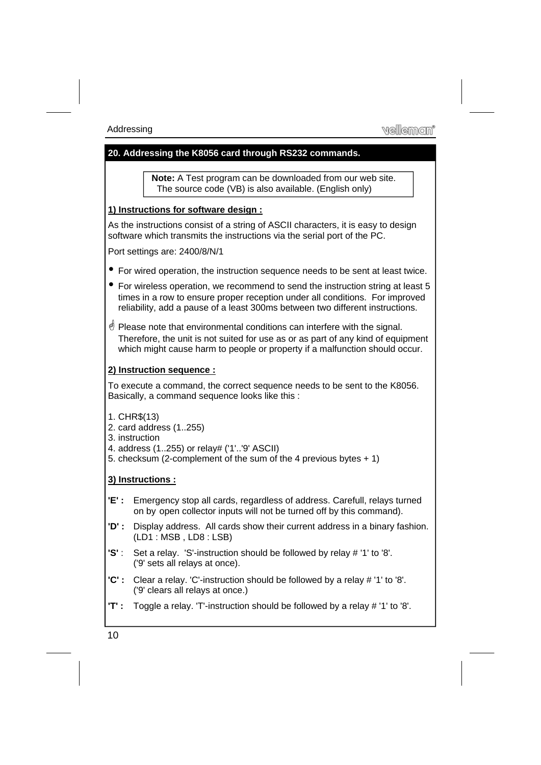## 20. Addressing the K8056 card through RS232 commands.

**Note:** A Test program can be downloaded from our web site. The source code (VB) is also available. (English only)

### 1) Instructions for software design :

As the instructions consist of a string of ASCII characters, it is easy to design software which transmits the instructions via the serial port of the PC.

Port settings are: 2400/8/N/1

- For wired operation, the instruction sequence needs to be sent at least twice.
- For wireless operation, we recommend to send the instruction string at least 5 times in a row to ensure proper reception under all conditions. For improved reliability, add a pause of a least 300ms between two different instructions.

☝ Please note that environmental conditions can interfere with the signal. Therefore, the unit is not suited for use as or as part of any kind of equipment which might cause harm to people or property if a malfunction should occur.

### 2) Instruction sequence :

To execute a command, the correct sequence needs to be sent to the K8056. Basically, a command sequence looks like this :

1. CHR$(13)
2. card address (1..255)
3. instruction
4. address (1..255) or relay# ('1'..'9' ASCII)
5. checksum (2-complement of the sum of the 4 previous bytes + 1)

### 3) Instructions :

**'E' :** Emergency stop all cards, regardless of address. Carefull, relays turned on by open collector inputs will not be turned off by this command).

**'D' :** Display address. All cards show their current address in a binary fashion. (LD1 : MSB , LD8 : LSB)

**'S'** : Set a relay. 'S'-instruction should be followed by relay # '1' to '8'. ('9' sets all relays at once).

**'C' :** Clear a relay. 'C'-instruction should be followed by a relay # '1' to '8'. ('9' clears all relays at once.)

**'T' :** Toggle a relay. 'T'-instruction should be followed by a relay # '1' to '8'.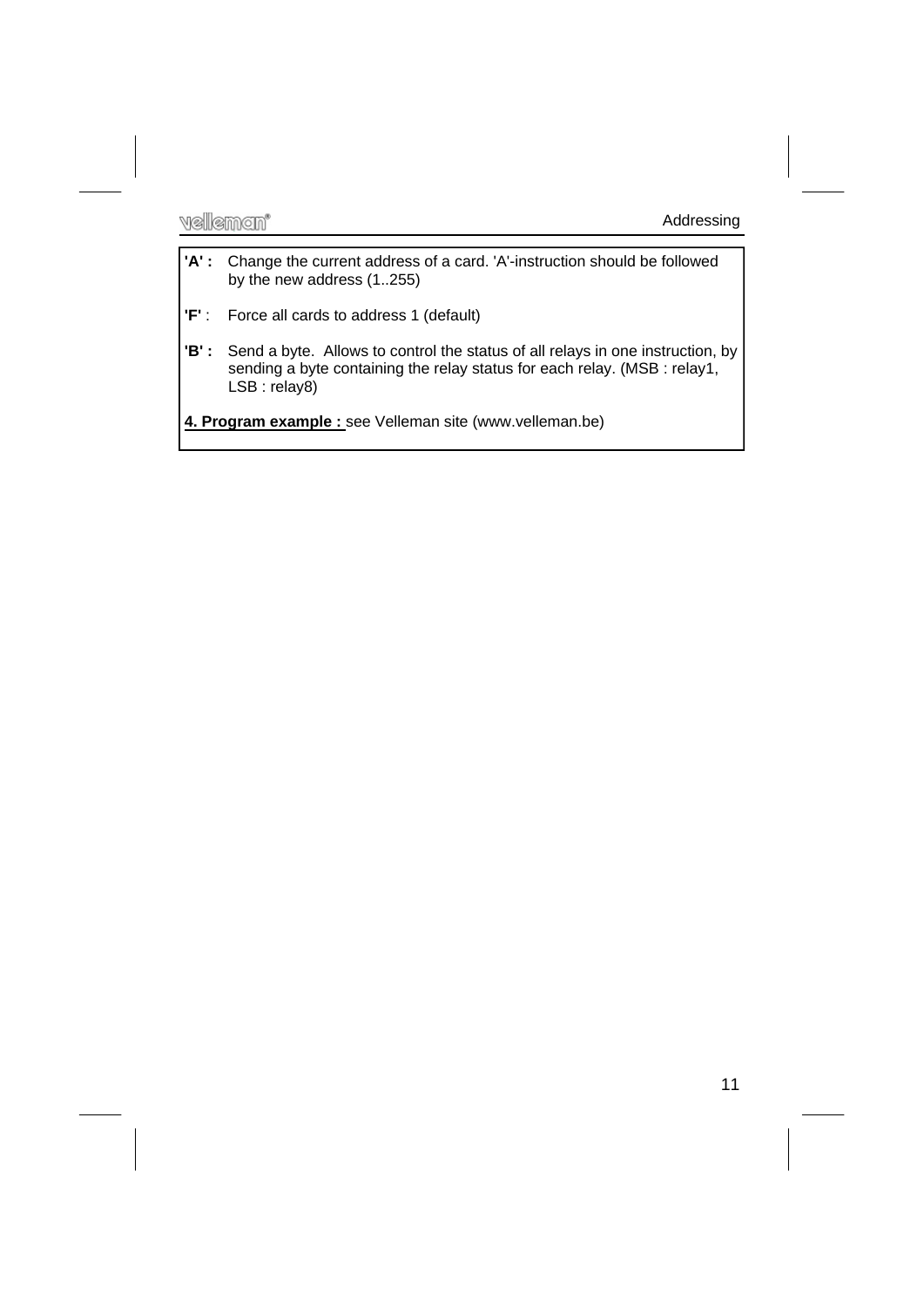**'A' :** Change the current address of a card. 'A'-instruction should be followed by the new address (1..255)

**'F'** : Force all cards to address 1 (default)

**'B' :** Send a byte. Allows to control the status of all relays in one instruction, by sending a byte containing the relay status for each relay. (MSB : relay1, LSB : relay8)

**4. Program example :** see Velleman site (www.velleman.be)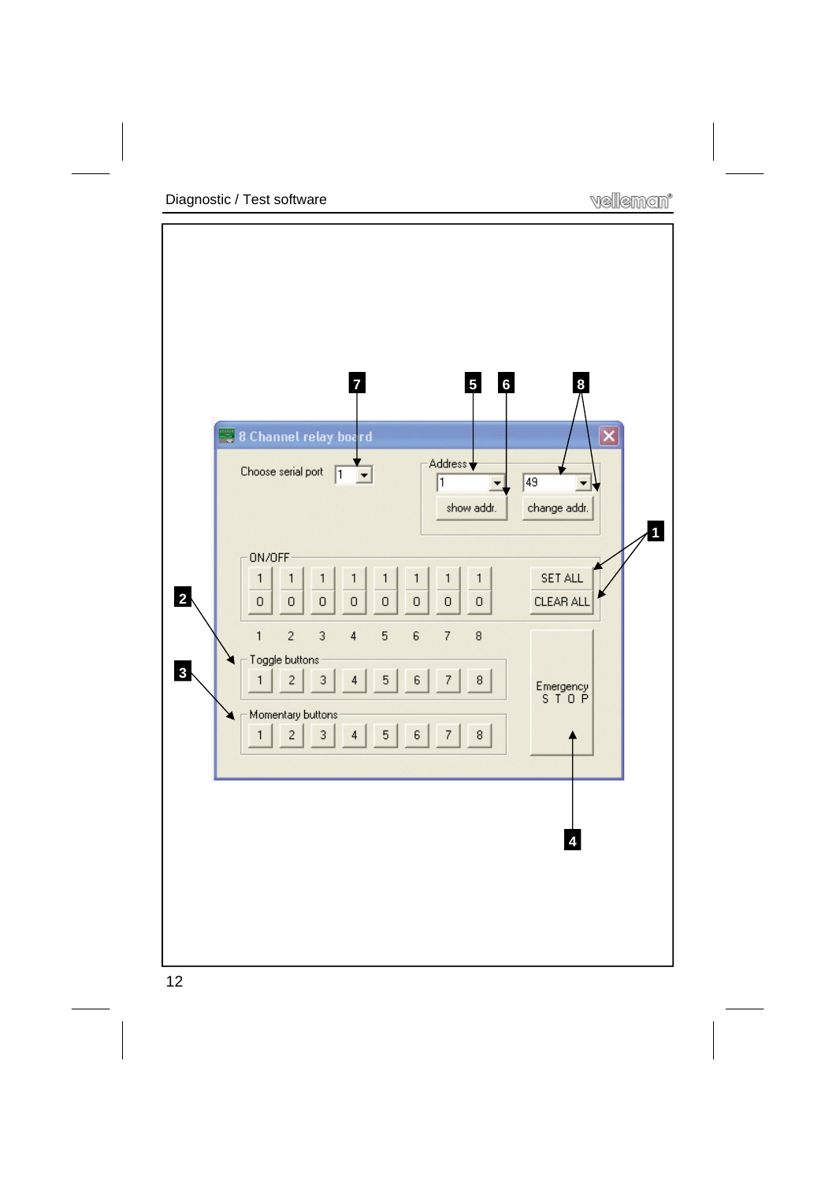## Diagnostic / Test software

8 Channel relay board

Choose serial port 1

Address

1

49

show addr.

change addr.

ON/OFF

1 1 1 1 1 1 1 1

0 0 0 0 0 0 0 0

SET ALL

CLEAR ALL

1 2 3 4 5 6 7 8

Toggle buttons

1 2 3 4 5 6 7 8

Momentary buttons

1 2 3 4 5 6 7 8

Emergency STOP

1

2

3

4

5

6

7

8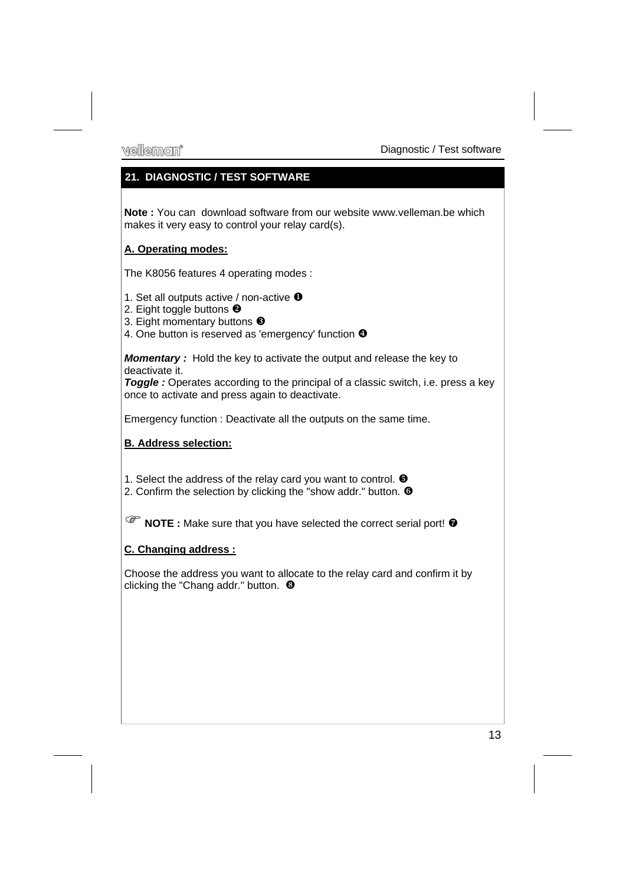## 21. DIAGNOSTIC / TEST SOFTWARE

**Note :** You can download software from our website www.velleman.be which makes it very easy to control your relay card(s).

**A. Operating modes:**

The K8056 features 4 operating modes :

1. Set all outputs active / non-active ❶
2. Eight toggle buttons ❷
3. Eight momentary buttons ❸
4. One button is reserved as 'emergency' function ❹

***Momentary :*** Hold the key to activate the output and release the key to deactivate it.
***Toggle :*** Operates according to the principal of a classic switch, i.e. press a key once to activate and press again to deactivate.

Emergency function : Deactivate all the outputs on the same time.

**B. Address selection:**

1. Select the address of the relay card you want to control. ❺
2. Confirm the selection by clicking the "show addr." button. ❻

☞ **NOTE :** Make sure that you have selected the correct serial port! ❼

**C. Changing address :**

Choose the address you want to allocate to the relay card and confirm it by clicking the "Chang addr." button. ❽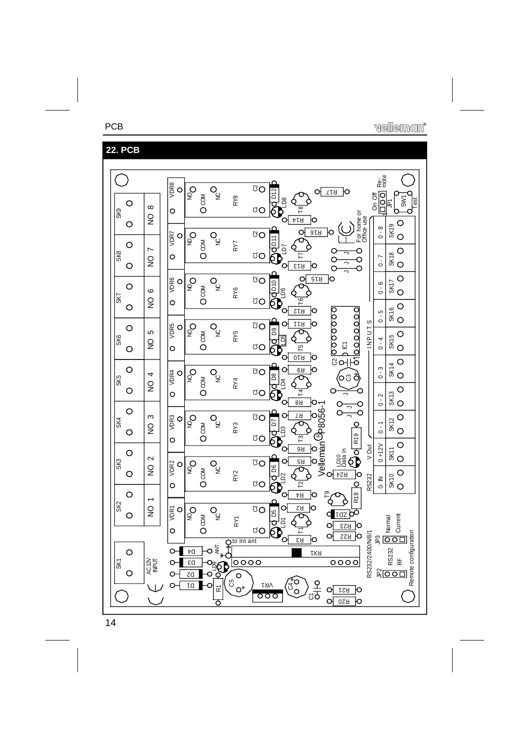## 22. PCB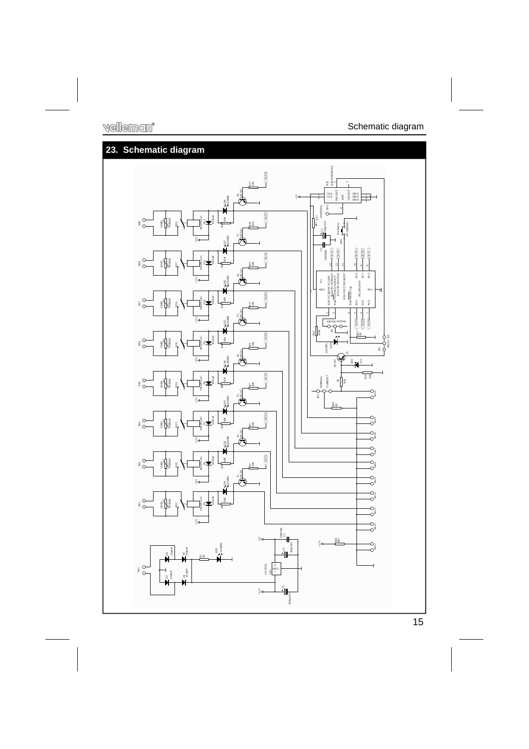## 23. Schematic diagram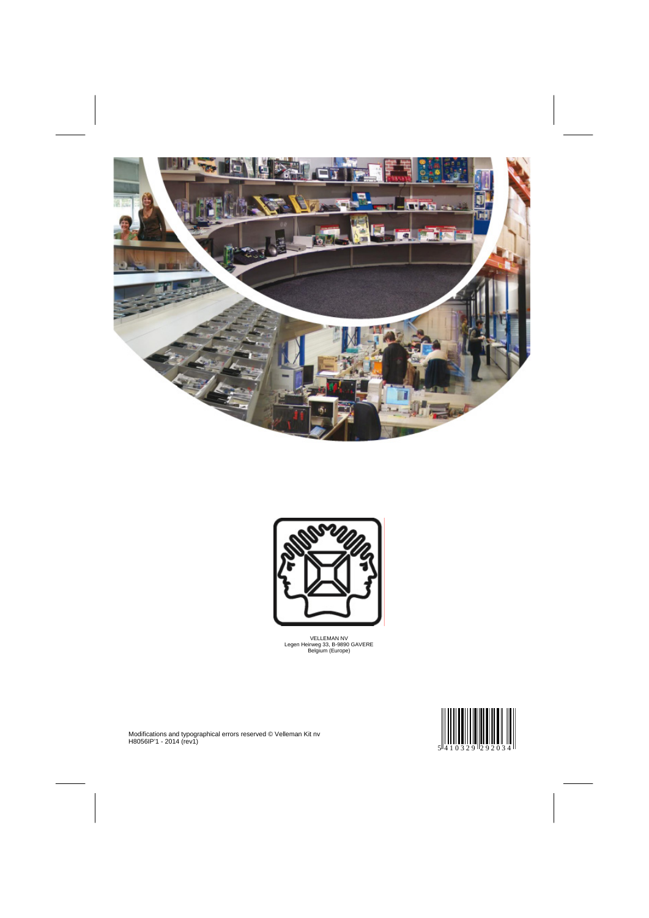VELLEMAN NV
Legen Heirweg 33, B-9890 GAVERE
Belgium (Europe)

Modifications and typographical errors reserved © Velleman Kit nv
H8056IP'1 - 2014 (rev1)

5 410329 292034